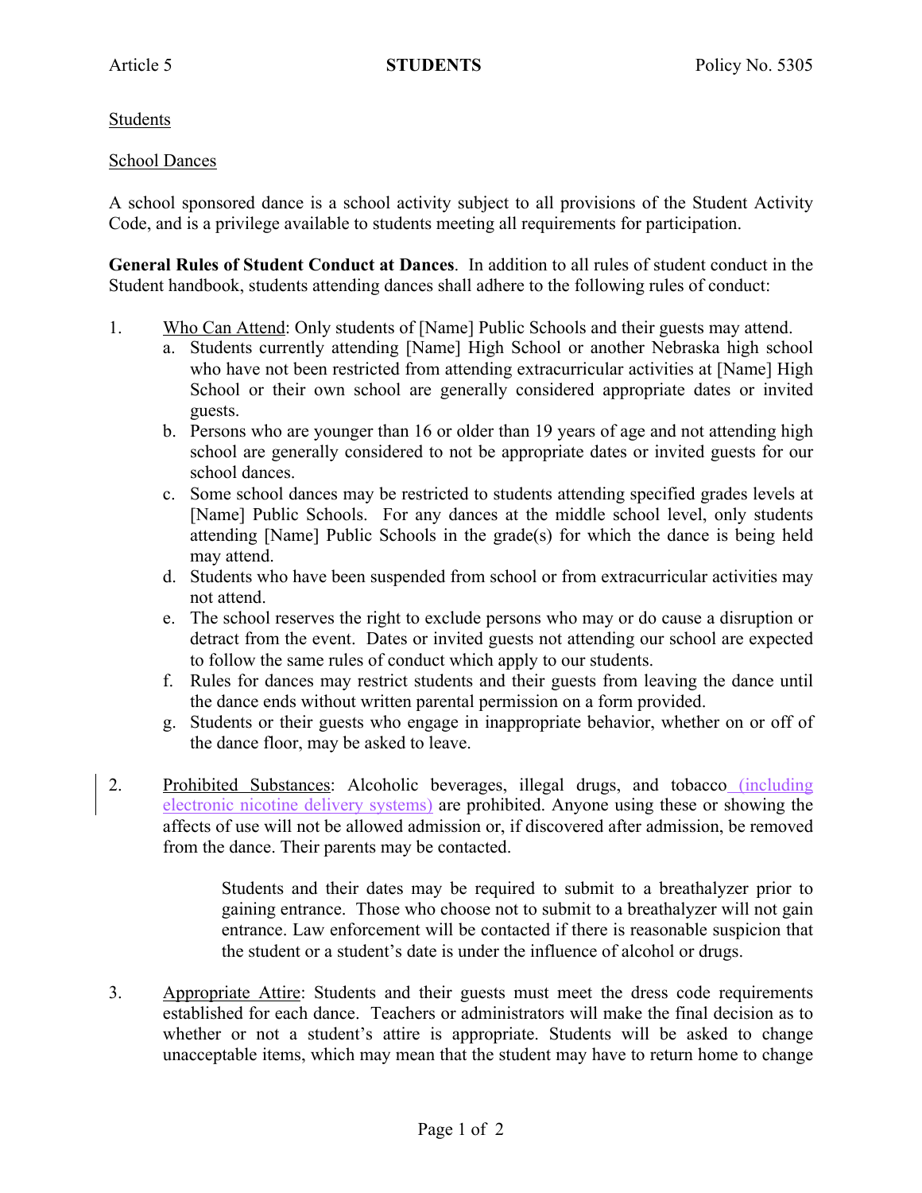Article 5 **STUDENTS** Policy No. 5305

Students

School Dances

A school sponsored dance is a school activity subject to all provisions of the Student Activity Code, and is a privilege available to students meeting all requirements for participation.

**General Rules of Student Conduct at Dances**. In addition to all rules of student conduct in the Student handbook, students attending dances shall adhere to the following rules of conduct:

1. Who Can Attend: Only students of [Name] Public Schools and their guests may attend.
   a. Students currently attending [Name] High School or another Nebraska high school who have not been restricted from attending extracurricular activities at [Name] High School or their own school are generally considered appropriate dates or invited guests.
   b. Persons who are younger than 16 or older than 19 years of age and not attending high school are generally considered to not be appropriate dates or invited guests for our school dances.
   c. Some school dances may be restricted to students attending specified grades levels at [Name] Public Schools. For any dances at the middle school level, only students attending [Name] Public Schools in the grade(s) for which the dance is being held may attend.
   d. Students who have been suspended from school or from extracurricular activities may not attend.
   e. The school reserves the right to exclude persons who may or do cause a disruption or detract from the event. Dates or invited guests not attending our school are expected to follow the same rules of conduct which apply to our students.
   f. Rules for dances may restrict students and their guests from leaving the dance until the dance ends without written parental permission on a form provided.
   g. Students or their guests who engage in inappropriate behavior, whether on or off of the dance floor, may be asked to leave.

2. Prohibited Substances: Alcoholic beverages, illegal drugs, and tobacco (including electronic nicotine delivery systems) are prohibited. Anyone using these or showing the affects of use will not be allowed admission or, if discovered after admission, be removed from the dance. Their parents may be contacted.

   Students and their dates may be required to submit to a breathalyzer prior to gaining entrance. Those who choose not to submit to a breathalyzer will not gain entrance. Law enforcement will be contacted if there is reasonable suspicion that the student or a student's date is under the influence of alcohol or drugs.

3. Appropriate Attire: Students and their guests must meet the dress code requirements established for each dance. Teachers or administrators will make the final decision as to whether or not a student's attire is appropriate. Students will be asked to change unacceptable items, which may mean that the student may have to return home to change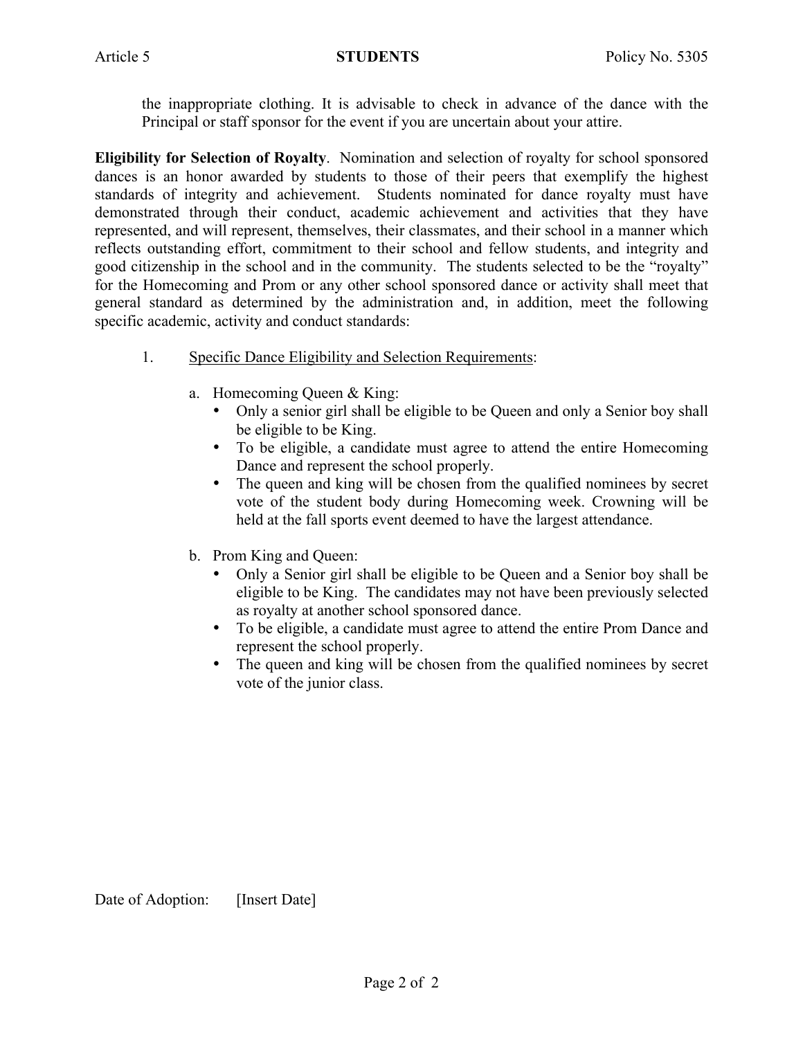the inappropriate clothing. It is advisable to check in advance of the dance with the Principal or staff sponsor for the event if you are uncertain about your attire.

**Eligibility for Selection of Royalty**. Nomination and selection of royalty for school sponsored dances is an honor awarded by students to those of their peers that exemplify the highest standards of integrity and achievement. Students nominated for dance royalty must have demonstrated through their conduct, academic achievement and activities that they have represented, and will represent, themselves, their classmates, and their school in a manner which reflects outstanding effort, commitment to their school and fellow students, and integrity and good citizenship in the school and in the community. The students selected to be the "royalty" for the Homecoming and Prom or any other school sponsored dance or activity shall meet that general standard as determined by the administration and, in addition, meet the following specific academic, activity and conduct standards:

1. Specific Dance Eligibility and Selection Requirements:

   a. Homecoming Queen & King:
      - Only a senior girl shall be eligible to be Queen and only a Senior boy shall be eligible to be King.
      - To be eligible, a candidate must agree to attend the entire Homecoming Dance and represent the school properly.
      - The queen and king will be chosen from the qualified nominees by secret vote of the student body during Homecoming week. Crowning will be held at the fall sports event deemed to have the largest attendance.

   b. Prom King and Queen:
      - Only a Senior girl shall be eligible to be Queen and a Senior boy shall be eligible to be King. The candidates may not have been previously selected as royalty at another school sponsored dance.
      - To be eligible, a candidate must agree to attend the entire Prom Dance and represent the school properly.
      - The queen and king will be chosen from the qualified nominees by secret vote of the junior class.

Date of Adoption: [Insert Date]